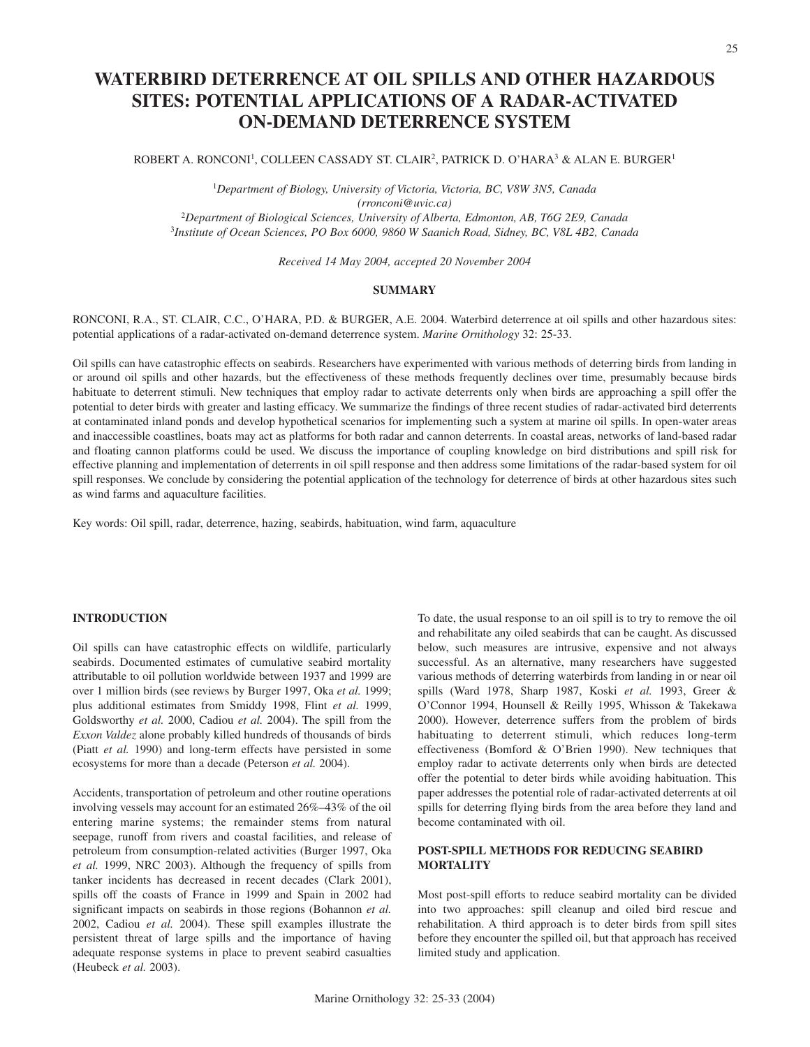# WATERBIRD DETERRENCE AT OIL SPILLS AND OTHER HAZARDOUS SITES: POTENTIAL APPLICATIONS OF A RADAR-ACTIVATED ON-DEMAND DETERRENCE SYSTEM

ROBERT A. RONCONI[1], COLLEEN CASSADY ST. CLAIR[2], PATRICK D. O'HARA[3] & ALAN E. BURGER[1]

[1]*Department of Biology, University of Victoria, Victoria, BC, V8W 3N5, Canada (rronconi@uvic.ca)*
[2]*Department of Biological Sciences, University of Alberta, Edmonton, AB, T6G 2E9, Canada*
[3]*Institute of Ocean Sciences, PO Box 6000, 9860 W Saanich Road, Sidney, BC, V8L 4B2, Canada*

*Received 14 May 2004, accepted 20 November 2004*

## SUMMARY

RONCONI, R.A., ST. CLAIR, C.C., O'HARA, P.D. & BURGER, A.E. 2004. Waterbird deterrence at oil spills and other hazardous sites: potential applications of a radar-activated on-demand deterrence system. *Marine Ornithology* 32: 25-33.

Oil spills can have catastrophic effects on seabirds. Researchers have experimented with various methods of deterring birds from landing in or around oil spills and other hazards, but the effectiveness of these methods frequently declines over time, presumably because birds habituate to deterrent stimuli. New techniques that employ radar to activate deterrents only when birds are approaching a spill offer the potential to deter birds with greater and lasting efficacy. We summarize the findings of three recent studies of radar-activated bird deterrents at contaminated inland ponds and develop hypothetical scenarios for implementing such a system at marine oil spills. In open-water areas and inaccessible coastlines, boats may act as platforms for both radar and cannon deterrents. In coastal areas, networks of land-based radar and floating cannon platforms could be used. We discuss the importance of coupling knowledge on bird distributions and spill risk for effective planning and implementation of deterrents in oil spill response and then address some limitations of the radar-based system for oil spill responses. We conclude by considering the potential application of the technology for deterrence of birds at other hazardous sites such as wind farms and aquaculture facilities.

Key words: Oil spill, radar, deterrence, hazing, seabirds, habituation, wind farm, aquaculture

## INTRODUCTION

Oil spills can have catastrophic effects on wildlife, particularly seabirds. Documented estimates of cumulative seabird mortality attributable to oil pollution worldwide between 1937 and 1999 are over 1 million birds (see reviews by Burger 1997, Oka *et al.* 1999; plus additional estimates from Smiddy 1998, Flint *et al.* 1999, Goldsworthy *et al.* 2000, Cadiou *et al.* 2004). The spill from the *Exxon Valdez* alone probably killed hundreds of thousands of birds (Piatt *et al.* 1990) and long-term effects have persisted in some ecosystems for more than a decade (Peterson *et al.* 2004).

Accidents, transportation of petroleum and other routine operations involving vessels may account for an estimated 26%–43% of the oil entering marine systems; the remainder stems from natural seepage, runoff from rivers and coastal facilities, and release of petroleum from consumption-related activities (Burger 1997, Oka *et al.* 1999, NRC 2003). Although the frequency of spills from tanker incidents has decreased in recent decades (Clark 2001), spills off the coasts of France in 1999 and Spain in 2002 had significant impacts on seabirds in those regions (Bohannon *et al.* 2002, Cadiou *et al.* 2004). These spill examples illustrate the persistent threat of large spills and the importance of having adequate response systems in place to prevent seabird casualties (Heubeck *et al.* 2003).

To date, the usual response to an oil spill is to try to remove the oil and rehabilitate any oiled seabirds that can be caught. As discussed below, such measures are intrusive, expensive and not always successful. As an alternative, many researchers have suggested various methods of deterring waterbirds from landing in or near oil spills (Ward 1978, Sharp 1987, Koski *et al.* 1993, Greer & O'Connor 1994, Hounsell & Reilly 1995, Whisson & Takekawa 2000). However, deterrence suffers from the problem of birds habituating to deterrent stimuli, which reduces long-term effectiveness (Bomford & O'Brien 1990). New techniques that employ radar to activate deterrents only when birds are detected offer the potential to deter birds while avoiding habituation. This paper addresses the potential role of radar-activated deterrents at oil spills for deterring flying birds from the area before they land and become contaminated with oil.

## POST-SPILL METHODS FOR REDUCING SEABIRD MORTALITY

Most post-spill efforts to reduce seabird mortality can be divided into two approaches: spill cleanup and oiled bird rescue and rehabilitation. A third approach is to deter birds from spill sites before they encounter the spilled oil, but that approach has received limited study and application.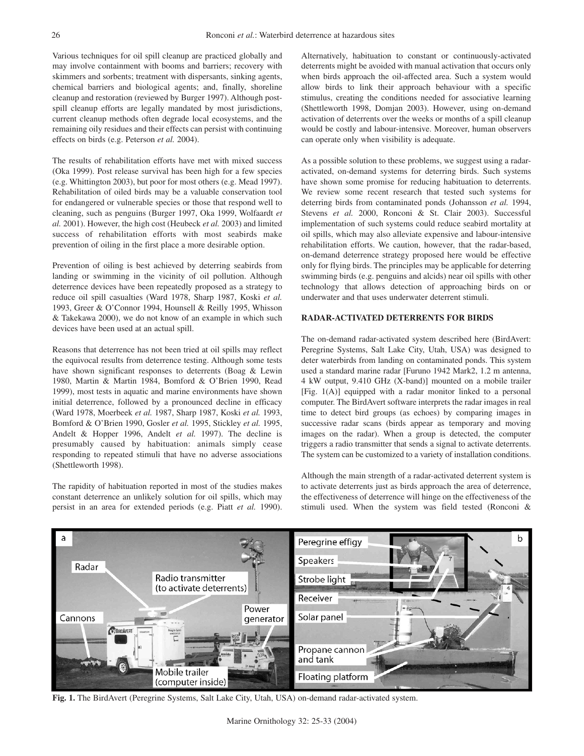Various techniques for oil spill cleanup are practiced globally and may involve containment with booms and barriers; recovery with skimmers and sorbents; treatment with dispersants, sinking agents, chemical barriers and biological agents; and, finally, shoreline cleanup and restoration (reviewed by Burger 1997). Although post-spill cleanup efforts are legally mandated by most jurisdictions, current cleanup methods often degrade local ecosystems, and the remaining oily residues and their effects can persist with continuing effects on birds (e.g. Peterson *et al.* 2004).

The results of rehabilitation efforts have met with mixed success (Oka 1999). Post release survival has been high for a few species (e.g. Whittington 2003), but poor for most others (e.g. Mead 1997). Rehabilitation of oiled birds may be a valuable conservation tool for endangered or vulnerable species or those that respond well to cleaning, such as penguins (Burger 1997, Oka 1999, Wolfaardt *et al.* 2001). However, the high cost (Heubeck *et al.* 2003) and limited success of rehabilitation efforts with most seabirds make prevention of oiling in the first place a more desirable option.

Prevention of oiling is best achieved by deterring seabirds from landing or swimming in the vicinity of oil pollution. Although deterrence devices have been repeatedly proposed as a strategy to reduce oil spill casualties (Ward 1978, Sharp 1987, Koski *et al.* 1993, Greer & O'Connor 1994, Hounsell & Reilly 1995, Whisson & Takekawa 2000), we do not know of an example in which such devices have been used at an actual spill.

Reasons that deterrence has not been tried at oil spills may reflect the equivocal results from deterrence testing. Although some tests have shown significant responses to deterrents (Boag & Lewin 1980, Martin & Martin 1984, Bomford & O'Brien 1990, Read 1999), most tests in aquatic and marine environments have shown initial deterrence, followed by a pronounced decline in efficacy (Ward 1978, Moerbeek *et al.* 1987, Sharp 1987, Koski *et al.* 1993, Bomford & O'Brien 1990, Gosler *et al.* 1995, Stickley *et al.* 1995, Andelt & Hopper 1996, Andelt *et al.* 1997). The decline is presumably caused by habituation: animals simply cease responding to repeated stimuli that have no adverse associations (Shettleworth 1998).

The rapidity of habituation reported in most of the studies makes constant deterrence an unlikely solution for oil spills, which may persist in an area for extended periods (e.g. Piatt *et al.* 1990). Alternatively, habituation to constant or continuously-activated deterrents might be avoided with manual activation that occurs only when birds approach the oil-affected area. Such a system would allow birds to link their approach behaviour with a specific stimulus, creating the conditions needed for associative learning (Shettleworth 1998, Domjan 2003). However, using on-demand activation of deterrents over the weeks or months of a spill cleanup would be costly and labour-intensive. Moreover, human observers can operate only when visibility is adequate.

As a possible solution to these problems, we suggest using a radar-activated, on-demand systems for deterring birds. Such systems have shown some promise for reducing habituation to deterrents. We review some recent research that tested such systems for deterring birds from contaminated ponds (Johansson *et al.* 1994, Stevens *et al.* 2000, Ronconi & St. Clair 2003). Successful implementation of such systems could reduce seabird mortality at oil spills, which may also alleviate expensive and labour-intensive rehabilitation efforts. We caution, however, that the radar-based, on-demand deterrence strategy proposed here would be effective only for flying birds. The principles may be applicable for deterring swimming birds (e.g. penguins and alcids) near oil spills with other technology that allows detection of approaching birds on or underwater and that uses underwater deterrent stimuli.

## RADAR-ACTIVATED DETERRENTS FOR BIRDS

The on-demand radar-activated system described here (BirdAvert: Peregrine Systems, Salt Lake City, Utah, USA) was designed to deter waterbirds from landing on contaminated ponds. This system used a standard marine radar [Furuno 1942 Mark2, 1.2 m antenna, 4 kW output, 9.410 GHz (X-band)] mounted on a mobile trailer [Fig. 1(A)] equipped with a radar monitor linked to a personal computer. The BirdAvert software interprets the radar images in real time to detect bird groups (as echoes) by comparing images in successive radar scans (birds appear as temporary and moving images on the radar). When a group is detected, the computer triggers a radio transmitter that sends a signal to activate deterrents. The system can be customized to a variety of installation conditions.

Although the main strength of a radar-activated deterrent system is to activate deterrents just as birds approach the area of deterrence, the effectiveness of deterrence will hinge on the effectiveness of the stimuli used. When the system was field tested (Ronconi &

**Fig. 1.** The BirdAvert (Peregrine Systems, Salt Lake City, Utah, USA) on-demand radar-activated system.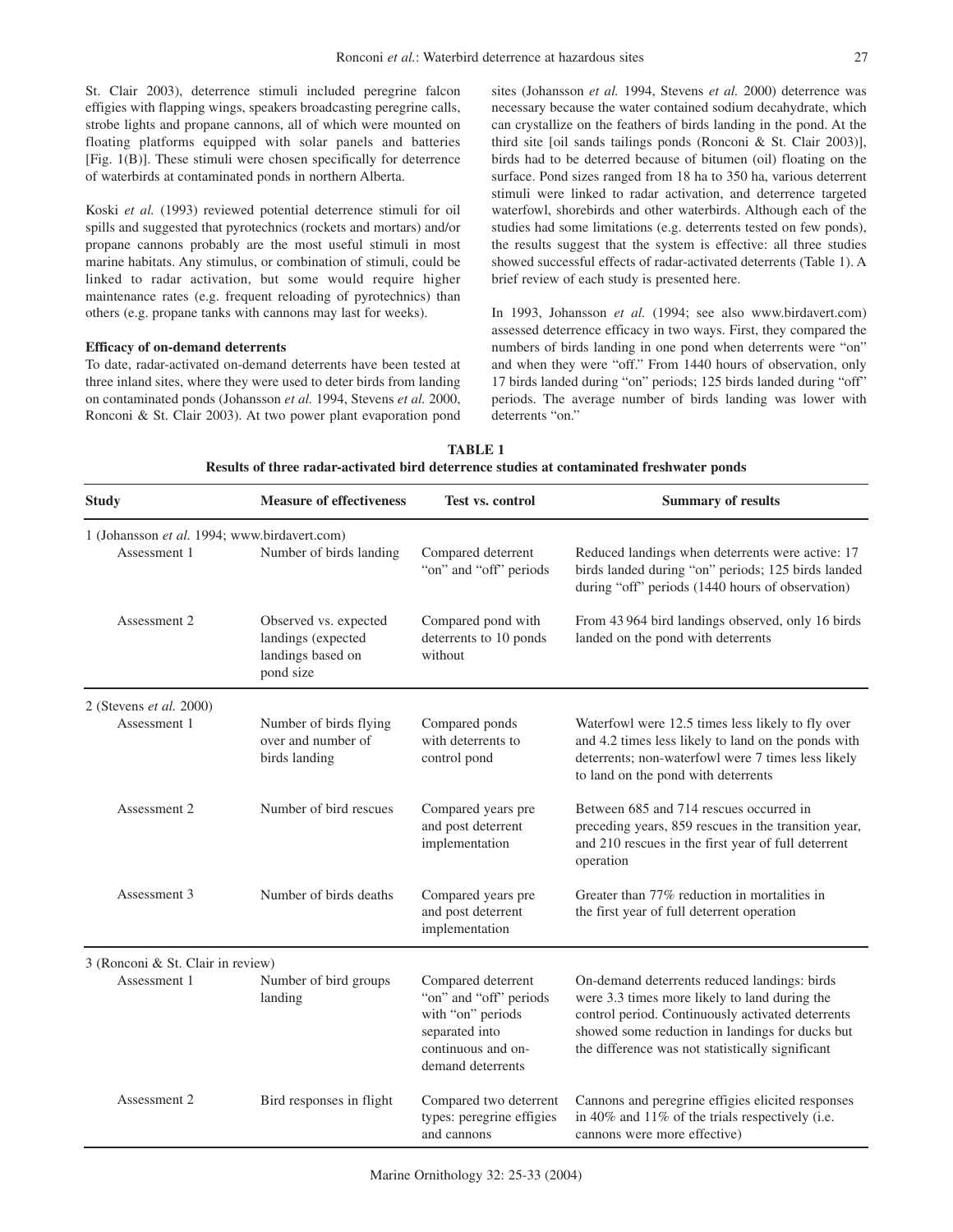St. Clair 2003), deterrence stimuli included peregrine falcon effigies with flapping wings, speakers broadcasting peregrine calls, strobe lights and propane cannons, all of which were mounted on floating platforms equipped with solar panels and batteries [Fig. 1(B)]. These stimuli were chosen specifically for deterrence of waterbirds at contaminated ponds in northern Alberta.

Koski *et al.* (1993) reviewed potential deterrence stimuli for oil spills and suggested that pyrotechnics (rockets and mortars) and/or propane cannons probably are the most useful stimuli in most marine habitats. Any stimulus, or combination of stimuli, could be linked to radar activation, but some would require higher maintenance rates (e.g. frequent reloading of pyrotechnics) than others (e.g. propane tanks with cannons may last for weeks).

**Efficacy of on-demand deterrents**

To date, radar-activated on-demand deterrents have been tested at three inland sites, where they were used to deter birds from landing on contaminated ponds (Johansson *et al.* 1994, Stevens *et al.* 2000, Ronconi & St. Clair 2003). At two power plant evaporation pond sites (Johansson *et al.* 1994, Stevens *et al.* 2000) deterrence was necessary because the water contained sodium decahydrate, which can crystallize on the feathers of birds landing in the pond. At the third site [oil sands tailings ponds (Ronconi & St. Clair 2003)], birds had to be deterred because of bitumen (oil) floating on the surface. Pond sizes ranged from 18 ha to 350 ha, various deterrent stimuli were linked to radar activation, and deterrence targeted waterfowl, shorebirds and other waterbirds. Although each of the studies had some limitations (e.g. deterrents tested on few ponds), the results suggest that the system is effective: all three studies showed successful effects of radar-activated deterrents (Table 1). A brief review of each study is presented here.

In 1993, Johansson *et al.* (1994; see also www.birdavert.com) assessed deterrence efficacy in two ways. First, they compared the numbers of birds landing in one pond when deterrents were "on" and when they were "off." From 1440 hours of observation, only 17 birds landed during "on" periods; 125 birds landed during "off" periods. The average number of birds landing was lower with deterrents "on."

**TABLE 1**
**Results of three radar-activated bird deterrence studies at contaminated freshwater ponds**

| Study | Measure of effectiveness | Test vs. control | Summary of results |
|---|---|---|---|
| 1 (Johansson *et al.* 1994; www.birdavert.com) | | | |
| Assessment 1 | Number of birds landing | Compared deterrent "on" and "off" periods | Reduced landings when deterrents were active: 17 birds landed during "on" periods; 125 birds landed during "off" periods (1440 hours of observation) |
| Assessment 2 | Observed vs. expected landings (expected landings based on pond size | Compared pond with deterrents to 10 ponds without | From 43 964 bird landings observed, only 16 birds landed on the pond with deterrents |
| 2 (Stevens *et al.* 2000) | | | |
| Assessment 1 | Number of birds flying over and number of birds landing | Compared ponds with deterrents to control pond | Waterfowl were 12.5 times less likely to fly over and 4.2 times less likely to land on the ponds with deterrents; non-waterfowl were 7 times less likely to land on the pond with deterrents |
| Assessment 2 | Number of bird rescues | Compared years pre and post deterrent implementation | Between 685 and 714 rescues occurred in preceding years, 859 rescues in the transition year, and 210 rescues in the first year of full deterrent operation |
| Assessment 3 | Number of birds deaths | Compared years pre and post deterrent implementation | Greater than 77% reduction in mortalities in the first year of full deterrent operation |
| 3 (Ronconi & St. Clair in review) | | | |
| Assessment 1 | Number of bird groups landing | Compared deterrent "on" and "off" periods with "on" periods separated into continuous and on-demand deterrents | On-demand deterrents reduced landings: birds were 3.3 times more likely to land during the control period. Continuously activated deterrents showed some reduction in landings for ducks but the difference was not statistically significant |
| Assessment 2 | Bird responses in flight | Compared two deterrent types: peregrine effigies and cannons | Cannons and peregrine effigies elicited responses in 40% and 11% of the trials respectively (i.e. cannons were more effective) |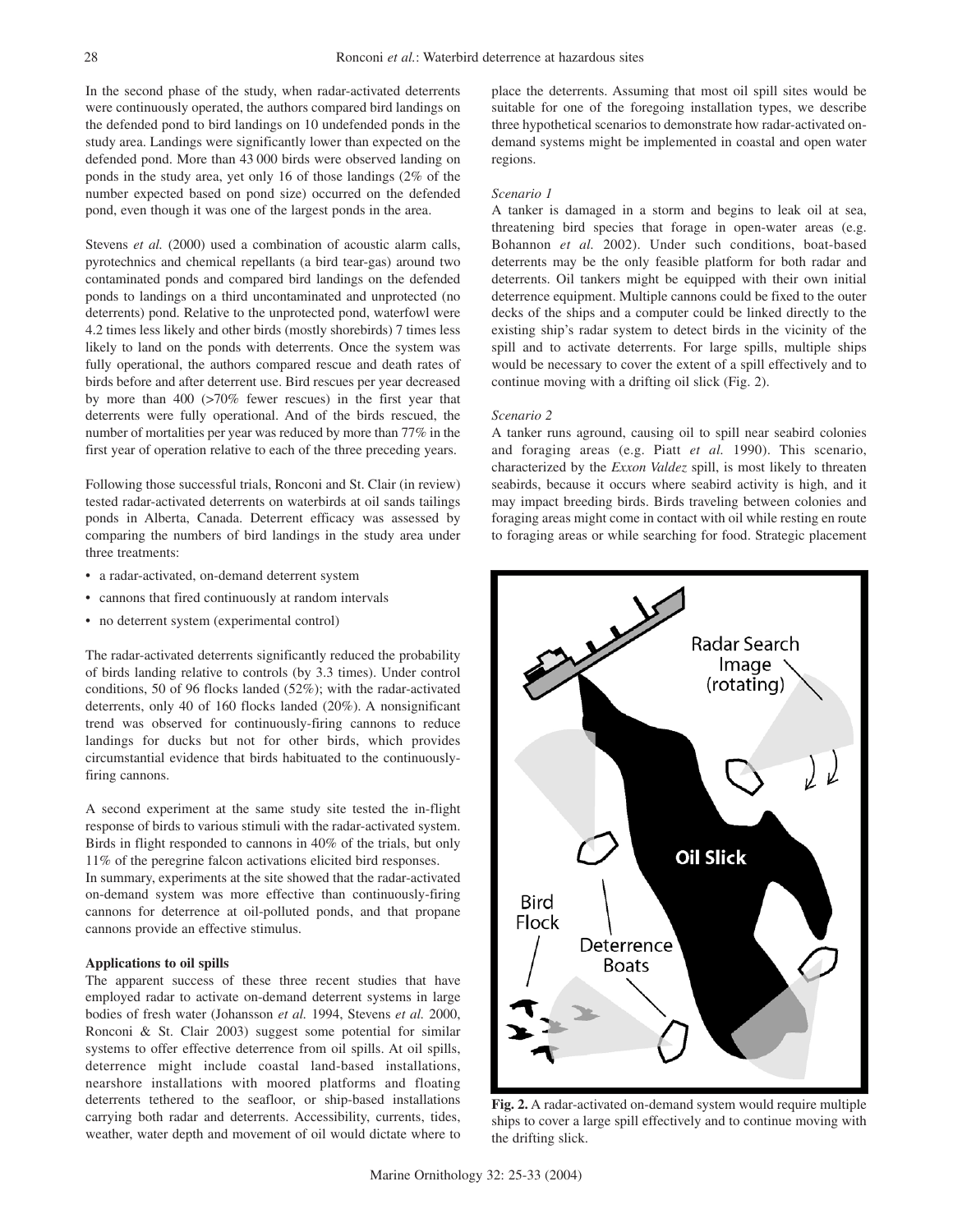In the second phase of the study, when radar-activated deterrents were continuously operated, the authors compared bird landings on the defended pond to bird landings on 10 undefended ponds in the study area. Landings were significantly lower than expected on the defended pond. More than 43 000 birds were observed landing on ponds in the study area, yet only 16 of those landings (2% of the number expected based on pond size) occurred on the defended pond, even though it was one of the largest ponds in the area.

Stevens *et al.* (2000) used a combination of acoustic alarm calls, pyrotechnics and chemical repellants (a bird tear-gas) around two contaminated ponds and compared bird landings on the defended ponds to landings on a third uncontaminated and unprotected (no deterrents) pond. Relative to the unprotected pond, waterfowl were 4.2 times less likely and other birds (mostly shorebirds) 7 times less likely to land on the ponds with deterrents. Once the system was fully operational, the authors compared rescue and death rates of birds before and after deterrent use. Bird rescues per year decreased by more than 400 (>70% fewer rescues) in the first year that deterrents were fully operational. And of the birds rescued, the number of mortalities per year was reduced by more than 77% in the first year of operation relative to each of the three preceding years.

Following those successful trials, Ronconi and St. Clair (in review) tested radar-activated deterrents on waterbirds at oil sands tailings ponds in Alberta, Canada. Deterrent efficacy was assessed by comparing the numbers of bird landings in the study area under three treatments:

- a radar-activated, on-demand deterrent system
- cannons that fired continuously at random intervals
- no deterrent system (experimental control)

The radar-activated deterrents significantly reduced the probability of birds landing relative to controls (by 3.3 times). Under control conditions, 50 of 96 flocks landed (52%); with the radar-activated deterrents, only 40 of 160 flocks landed (20%). A nonsignificant trend was observed for continuously-firing cannons to reduce landings for ducks but not for other birds, which provides circumstantial evidence that birds habituated to the continuously-firing cannons.

A second experiment at the same study site tested the in-flight response of birds to various stimuli with the radar-activated system. Birds in flight responded to cannons in 40% of the trials, but only 11% of the peregrine falcon activations elicited bird responses.
In summary, experiments at the site showed that the radar-activated on-demand system was more effective than continuously-firing cannons for deterrence at oil-polluted ponds, and that propane cannons provide an effective stimulus.

**Applications to oil spills**

The apparent success of these three recent studies that have employed radar to activate on-demand deterrent systems in large bodies of fresh water (Johansson *et al.* 1994, Stevens *et al.* 2000, Ronconi & St. Clair 2003) suggest some potential for similar systems to offer effective deterrence from oil spills. At oil spills, deterrence might include coastal land-based installations, nearshore installations with moored platforms and floating deterrents tethered to the seafloor, or ship-based installations carrying both radar and deterrents. Accessibility, currents, tides, weather, water depth and movement of oil would dictate where to place the deterrents. Assuming that most oil spill sites would be suitable for one of the foregoing installation types, we describe three hypothetical scenarios to demonstrate how radar-activated on-demand systems might be implemented in coastal and open water regions.

*Scenario 1*

A tanker is damaged in a storm and begins to leak oil at sea, threatening bird species that forage in open-water areas (e.g. Bohannon *et al.* 2002). Under such conditions, boat-based deterrents may be the only feasible platform for both radar and deterrents. Oil tankers might be equipped with their own initial deterrence equipment. Multiple cannons could be fixed to the outer decks of the ships and a computer could be linked directly to the existing ship's radar system to detect birds in the vicinity of the spill and to activate deterrents. For large spills, multiple ships would be necessary to cover the extent of a spill effectively and to continue moving with a drifting oil slick (Fig. 2).

*Scenario 2*

A tanker runs aground, causing oil to spill near seabird colonies and foraging areas (e.g. Piatt *et al.* 1990). This scenario, characterized by the *Exxon Valdez* spill, is most likely to threaten seabirds, because it occurs where seabird activity is high, and it may impact breeding birds. Birds traveling between colonies and foraging areas might come in contact with oil while resting en route to foraging areas or while searching for food. Strategic placement

**Fig. 2.** A radar-activated on-demand system would require multiple ships to cover a large spill effectively and to continue moving with the drifting slick.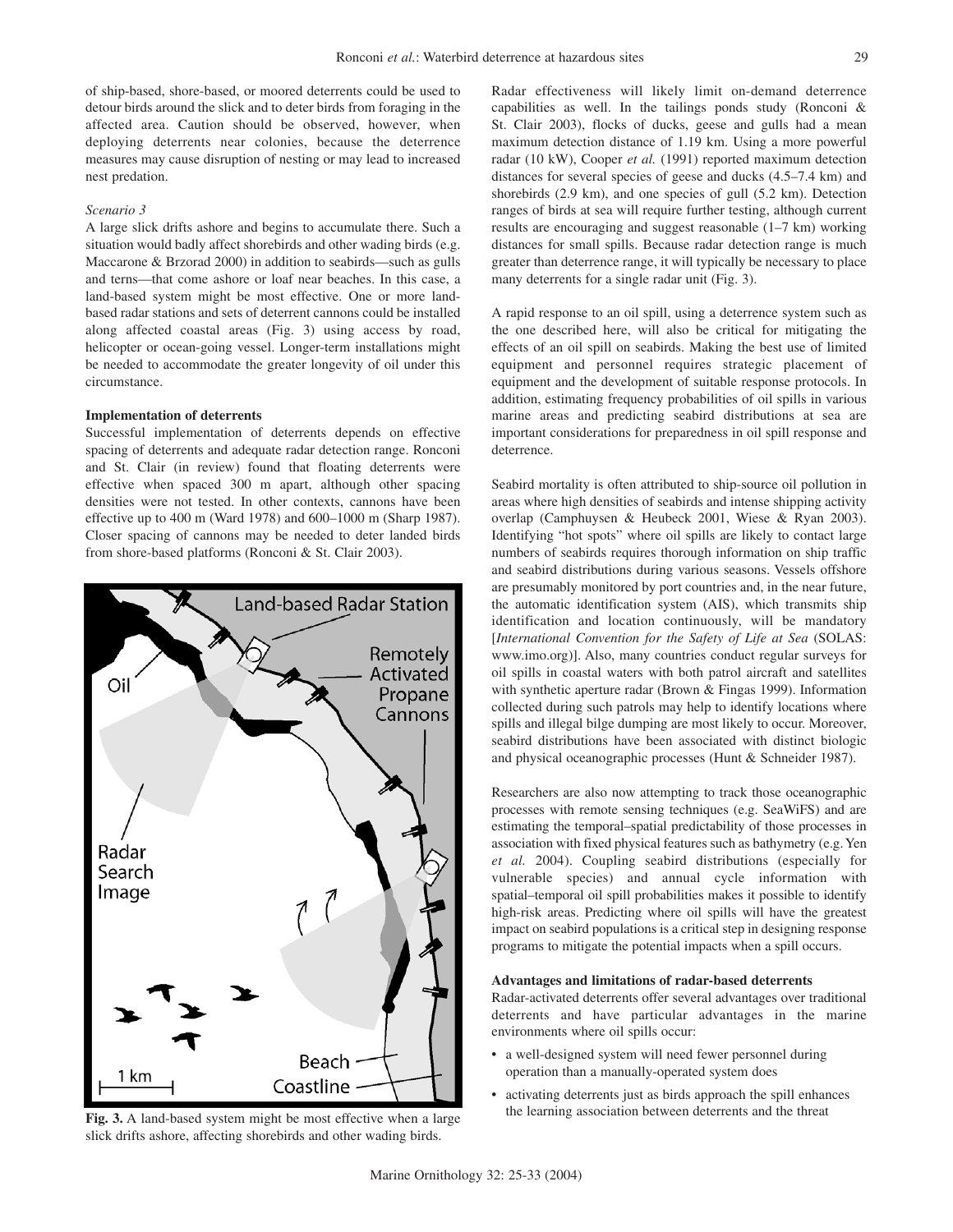of ship-based, shore-based, or moored deterrents could be used to detour birds around the slick and to deter birds from foraging in the affected area. Caution should be observed, however, when deploying deterrents near colonies, because the deterrence measures may cause disruption of nesting or may lead to increased nest predation.

*Scenario 3*

A large slick drifts ashore and begins to accumulate there. Such a situation would badly affect shorebirds and other wading birds (e.g. Maccarone & Brzorad 2000) in addition to seabirds—such as gulls and terns—that come ashore or loaf near beaches. In this case, a land-based system might be most effective. One or more land-based radar stations and sets of deterrent cannons could be installed along affected coastal areas (Fig. 3) using access by road, helicopter or ocean-going vessel. Longer-term installations might be needed to accommodate the greater longevity of oil under this circumstance.

**Implementation of deterrents**

Successful implementation of deterrents depends on effective spacing of deterrents and adequate radar detection range. Ronconi and St. Clair (in review) found that floating deterrents were effective when spaced 300 m apart, although other spacing densities were not tested. In other contexts, cannons have been effective up to 400 m (Ward 1978) and 600–1000 m (Sharp 1987). Closer spacing of cannons may be needed to deter landed birds from shore-based platforms (Ronconi & St. Clair 2003).

**Fig. 3.** A land-based system might be most effective when a large slick drifts ashore, affecting shorebirds and other wading birds.

Radar effectiveness will likely limit on-demand deterrence capabilities as well. In the tailings ponds study (Ronconi & St. Clair 2003), flocks of ducks, geese and gulls had a mean maximum detection distance of 1.19 km. Using a more powerful radar (10 kW), Cooper *et al.* (1991) reported maximum detection distances for several species of geese and ducks (4.5–7.4 km) and shorebirds (2.9 km), and one species of gull (5.2 km). Detection ranges of birds at sea will require further testing, although current results are encouraging and suggest reasonable (1–7 km) working distances for small spills. Because radar detection range is much greater than deterrence range, it will typically be necessary to place many deterrents for a single radar unit (Fig. 3).

A rapid response to an oil spill, using a deterrence system such as the one described here, will also be critical for mitigating the effects of an oil spill on seabirds. Making the best use of limited equipment and personnel requires strategic placement of equipment and the development of suitable response protocols. In addition, estimating frequency probabilities of oil spills in various marine areas and predicting seabird distributions at sea are important considerations for preparedness in oil spill response and deterrence.

Seabird mortality is often attributed to ship-source oil pollution in areas where high densities of seabirds and intense shipping activity overlap (Camphuysen & Heubeck 2001, Wiese & Ryan 2003). Identifying "hot spots" where oil spills are likely to contact large numbers of seabirds requires thorough information on ship traffic and seabird distributions during various seasons. Vessels offshore are presumably monitored by port countries and, in the near future, the automatic identification system (AIS), which transmits ship identification and location continuously, will be mandatory [*International Convention for the Safety of Life at Sea* (SOLAS: www.imo.org)]. Also, many countries conduct regular surveys for oil spills in coastal waters with both patrol aircraft and satellites with synthetic aperture radar (Brown & Fingas 1999). Information collected during such patrols may help to identify locations where spills and illegal bilge dumping are most likely to occur. Moreover, seabird distributions have been associated with distinct biologic and physical oceanographic processes (Hunt & Schneider 1987).

Researchers are also now attempting to track those oceanographic processes with remote sensing techniques (e.g. SeaWiFS) and are estimating the temporal–spatial predictability of those processes in association with fixed physical features such as bathymetry (e.g. Yen *et al.* 2004). Coupling seabird distributions (especially for vulnerable species) and annual cycle information with spatial–temporal oil spill probabilities makes it possible to identify high-risk areas. Predicting where oil spills will have the greatest impact on seabird populations is a critical step in designing response programs to mitigate the potential impacts when a spill occurs.

**Advantages and limitations of radar-based deterrents**

Radar-activated deterrents offer several advantages over traditional deterrents and have particular advantages in the marine environments where oil spills occur:

- a well-designed system will need fewer personnel during operation than a manually-operated system does
- activating deterrents just as birds approach the spill enhances the learning association between deterrents and the threat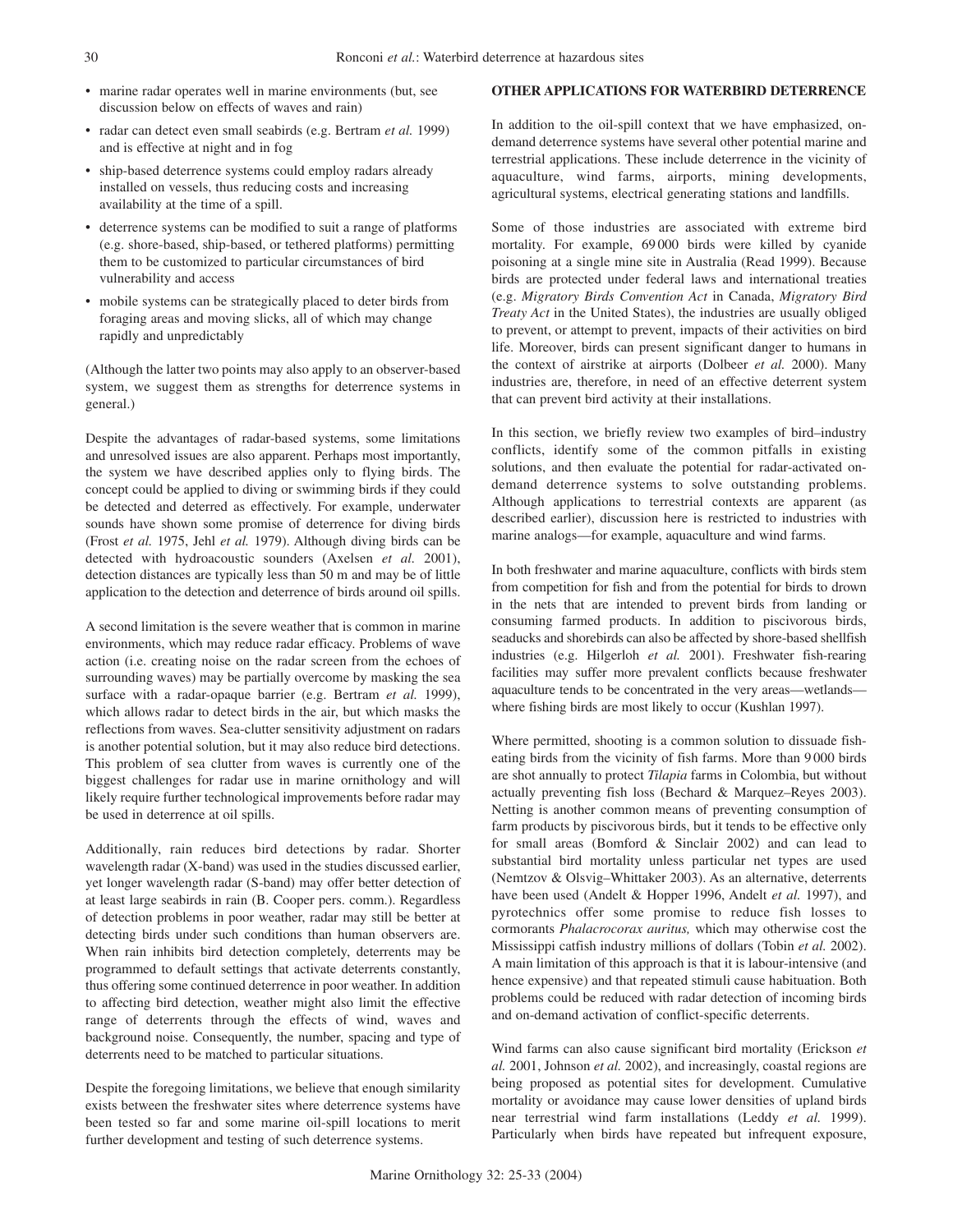- marine radar operates well in marine environments (but, see discussion below on effects of waves and rain)
- radar can detect even small seabirds (e.g. Bertram *et al.* 1999) and is effective at night and in fog
- ship-based deterrence systems could employ radars already installed on vessels, thus reducing costs and increasing availability at the time of a spill.
- deterrence systems can be modified to suit a range of platforms (e.g. shore-based, ship-based, or tethered platforms) permitting them to be customized to particular circumstances of bird vulnerability and access
- mobile systems can be strategically placed to deter birds from foraging areas and moving slicks, all of which may change rapidly and unpredictably

(Although the latter two points may also apply to an observer-based system, we suggest them as strengths for deterrence systems in general.)

Despite the advantages of radar-based systems, some limitations and unresolved issues are also apparent. Perhaps most importantly, the system we have described applies only to flying birds. The concept could be applied to diving or swimming birds if they could be detected and deterred as effectively. For example, underwater sounds have shown some promise of deterrence for diving birds (Frost *et al.* 1975, Jehl *et al.* 1979). Although diving birds can be detected with hydroacoustic sounders (Axelsen *et al.* 2001), detection distances are typically less than 50 m and may be of little application to the detection and deterrence of birds around oil spills.

A second limitation is the severe weather that is common in marine environments, which may reduce radar efficacy. Problems of wave action (i.e. creating noise on the radar screen from the echoes of surrounding waves) may be partially overcome by masking the sea surface with a radar-opaque barrier (e.g. Bertram *et al.* 1999), which allows radar to detect birds in the air, but which masks the reflections from waves. Sea-clutter sensitivity adjustment on radars is another potential solution, but it may also reduce bird detections. This problem of sea clutter from waves is currently one of the biggest challenges for radar use in marine ornithology and will likely require further technological improvements before radar may be used in deterrence at oil spills.

Additionally, rain reduces bird detections by radar. Shorter wavelength radar (X-band) was used in the studies discussed earlier, yet longer wavelength radar (S-band) may offer better detection of at least large seabirds in rain (B. Cooper pers. comm.). Regardless of detection problems in poor weather, radar may still be better at detecting birds under such conditions than human observers are. When rain inhibits bird detection completely, deterrents may be programmed to default settings that activate deterrents constantly, thus offering some continued deterrence in poor weather. In addition to affecting bird detection, weather might also limit the effective range of deterrents through the effects of wind, waves and background noise. Consequently, the number, spacing and type of deterrents need to be matched to particular situations.

Despite the foregoing limitations, we believe that enough similarity exists between the freshwater sites where deterrence systems have been tested so far and some marine oil-spill locations to merit further development and testing of such deterrence systems.

## OTHER APPLICATIONS FOR WATERBIRD DETERRENCE

In addition to the oil-spill context that we have emphasized, on-demand deterrence systems have several other potential marine and terrestrial applications. These include deterrence in the vicinity of aquaculture, wind farms, airports, mining developments, agricultural systems, electrical generating stations and landfills.

Some of those industries are associated with extreme bird mortality. For example, 69 000 birds were killed by cyanide poisoning at a single mine site in Australia (Read 1999). Because birds are protected under federal laws and international treaties (e.g. *Migratory Birds Convention Act* in Canada, *Migratory Bird Treaty Act* in the United States), the industries are usually obliged to prevent, or attempt to prevent, impacts of their activities on bird life. Moreover, birds can present significant danger to humans in the context of airstrike at airports (Dolbeer *et al.* 2000). Many industries are, therefore, in need of an effective deterrent system that can prevent bird activity at their installations.

In this section, we briefly review two examples of bird–industry conflicts, identify some of the common pitfalls in existing solutions, and then evaluate the potential for radar-activated on-demand deterrence systems to solve outstanding problems. Although applications to terrestrial contexts are apparent (as described earlier), discussion here is restricted to industries with marine analogs—for example, aquaculture and wind farms.

In both freshwater and marine aquaculture, conflicts with birds stem from competition for fish and from the potential for birds to drown in the nets that are intended to prevent birds from landing or consuming farmed products. In addition to piscivorous birds, seaducks and shorebirds can also be affected by shore-based shellfish industries (e.g. Hilgerloh *et al.* 2001). Freshwater fish-rearing facilities may suffer more prevalent conflicts because freshwater aquaculture tends to be concentrated in the very areas—wetlands—where fishing birds are most likely to occur (Kushlan 1997).

Where permitted, shooting is a common solution to dissuade fish-eating birds from the vicinity of fish farms. More than 9 000 birds are shot annually to protect *Tilapia* farms in Colombia, but without actually preventing fish loss (Bechard & Marquez–Reyes 2003). Netting is another common means of preventing consumption of farm products by piscivorous birds, but it tends to be effective only for small areas (Bomford & Sinclair 2002) and can lead to substantial bird mortality unless particular net types are used (Nemtzov & Olsvig–Whittaker 2003). As an alternative, deterrents have been used (Andelt & Hopper 1996, Andelt *et al.* 1997), and pyrotechnics offer some promise to reduce fish losses to cormorants *Phalacrocorax auritus,* which may otherwise cost the Mississippi catfish industry millions of dollars (Tobin *et al.* 2002). A main limitation of this approach is that it is labour-intensive (and hence expensive) and that repeated stimuli cause habituation. Both problems could be reduced with radar detection of incoming birds and on-demand activation of conflict-specific deterrents.

Wind farms can also cause significant bird mortality (Erickson *et al.* 2001, Johnson *et al.* 2002), and increasingly, coastal regions are being proposed as potential sites for development. Cumulative mortality or avoidance may cause lower densities of upland birds near terrestrial wind farm installations (Leddy *et al.* 1999). Particularly when birds have repeated but infrequent exposure,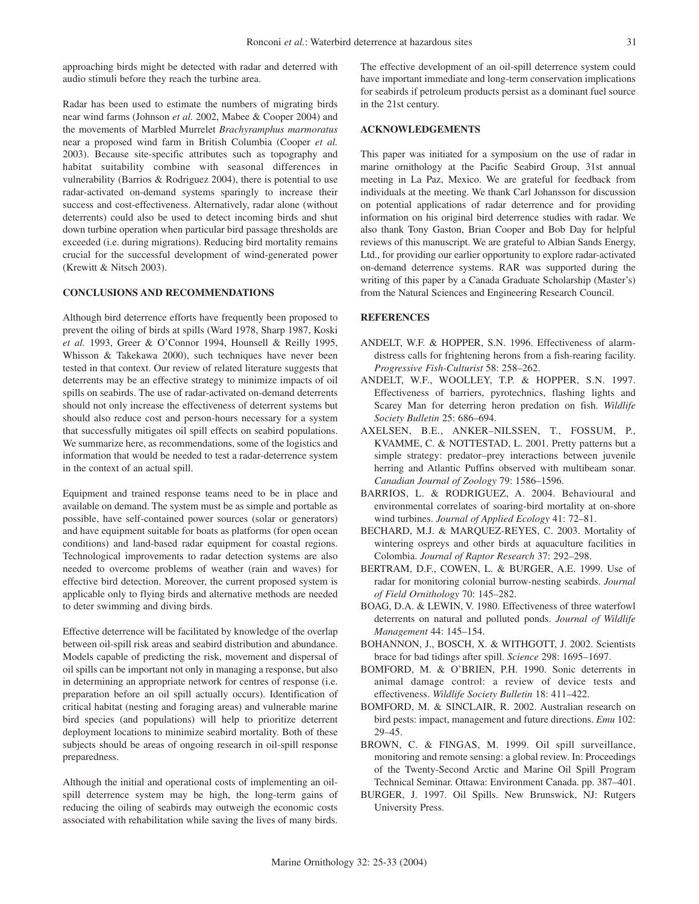approaching birds might be detected with radar and deterred with audio stimuli before they reach the turbine area.

Radar has been used to estimate the numbers of migrating birds near wind farms (Johnson *et al.* 2002, Mabee & Cooper 2004) and the movements of Marbled Murrelet *Brachyramphus marmoratus* near a proposed wind farm in British Columbia (Cooper *et al.* 2003). Because site-specific attributes such as topography and habitat suitability combine with seasonal differences in vulnerability (Barrios & Rodriguez 2004), there is potential to use radar-activated on-demand systems sparingly to increase their success and cost-effectiveness. Alternatively, radar alone (without deterrents) could also be used to detect incoming birds and shut down turbine operation when particular bird passage thresholds are exceeded (i.e. during migrations). Reducing bird mortality remains crucial for the successful development of wind-generated power (Krewitt & Nitsch 2003).

## CONCLUSIONS AND RECOMMENDATIONS

Although bird deterrence efforts have frequently been proposed to prevent the oiling of birds at spills (Ward 1978, Sharp 1987, Koski *et al.* 1993, Greer & O'Connor 1994, Hounsell & Reilly 1995, Whisson & Takekawa 2000), such techniques have never been tested in that context. Our review of related literature suggests that deterrents may be an effective strategy to minimize impacts of oil spills on seabirds. The use of radar-activated on-demand deterrents should not only increase the effectiveness of deterrent systems but should also reduce cost and person-hours necessary for a system that successfully mitigates oil spill effects on seabird populations. We summarize here, as recommendations, some of the logistics and information that would be needed to test a radar-deterrence system in the context of an actual spill.

Equipment and trained response teams need to be in place and available on demand. The system must be as simple and portable as possible, have self-contained power sources (solar or generators) and have equipment suitable for boats as platforms (for open ocean conditions) and land-based radar equipment for coastal regions. Technological improvements to radar detection systems are also needed to overcome problems of weather (rain and waves) for effective bird detection. Moreover, the current proposed system is applicable only to flying birds and alternative methods are needed to deter swimming and diving birds.

Effective deterrence will be facilitated by knowledge of the overlap between oil-spill risk areas and seabird distribution and abundance. Models capable of predicting the risk, movement and dispersal of oil spills can be important not only in managing a response, but also in determining an appropriate network for centres of response (i.e. preparation before an oil spill actually occurs). Identification of critical habitat (nesting and foraging areas) and vulnerable marine bird species (and populations) will help to prioritize deterrent deployment locations to minimize seabird mortality. Both of these subjects should be areas of ongoing research in oil-spill response preparedness.

Although the initial and operational costs of implementing an oil-spill deterrence system may be high, the long-term gains of reducing the oiling of seabirds may outweigh the economic costs associated with rehabilitation while saving the lives of many birds. The effective development of an oil-spill deterrence system could have important immediate and long-term conservation implications for seabirds if petroleum products persist as a dominant fuel source in the 21st century.

## ACKNOWLEDGEMENTS

This paper was initiated for a symposium on the use of radar in marine ornithology at the Pacific Seabird Group, 31st annual meeting in La Paz, Mexico. We are grateful for feedback from individuals at the meeting. We thank Carl Johansson for discussion on potential applications of radar deterrence and for providing information on his original bird deterrence studies with radar. We also thank Tony Gaston, Brian Cooper and Bob Day for helpful reviews of this manuscript. We are grateful to Albian Sands Energy, Ltd., for providing our earlier opportunity to explore radar-activated on-demand deterrence systems. RAR was supported during the writing of this paper by a Canada Graduate Scholarship (Master's) from the Natural Sciences and Engineering Research Council.

## REFERENCES

ANDELT, W.F. & HOPPER, S.N. 1996. Effectiveness of alarm-distress calls for frightening herons from a fish-rearing facility. *Progressive Fish-Culturist* 58: 258–262.

ANDELT, W.F., WOOLLEY, T.P. & HOPPER, S.N. 1997. Effectiveness of barriers, pyrotechnics, flashing lights and Scarey Man for deterring heron predation on fish. *Wildlife Society Bulletin* 25: 686–694.

AXELSEN, B.E., ANKER–NILSSEN, T., FOSSUM, P., KVAMME, C. & NOTTESTAD, L. 2001. Pretty patterns but a simple strategy: predator–prey interactions between juvenile herring and Atlantic Puffins observed with multibeam sonar. *Canadian Journal of Zoology* 79: 1586–1596.

BARRIOS, L. & RODRIGUEZ, A. 2004. Behavioural and environmental correlates of soaring-bird mortality at on-shore wind turbines. *Journal of Applied Ecology* 41: 72–81.

BECHARD, M.J. & MARQUEZ-REYES, C. 2003. Mortality of wintering ospreys and other birds at aquaculture facilities in Colombia. *Journal of Raptor Research* 37: 292–298.

BERTRAM, D.F., COWEN, L. & BURGER, A.E. 1999. Use of radar for monitoring colonial burrow-nesting seabirds. *Journal of Field Ornithology* 70: 145–282.

BOAG, D.A. & LEWIN, V. 1980. Effectiveness of three waterfowl deterrents on natural and polluted ponds. *Journal of Wildlife Management* 44: 145–154.

BOHANNON, J., BOSCH, X. & WITHGOTT, J. 2002. Scientists brace for bad tidings after spill. *Science* 298: 1695–1697.

BOMFORD, M. & O'BRIEN, P.H. 1990. Sonic deterrents in animal damage control: a review of device tests and effectiveness. *Wildlife Society Bulletin* 18: 411–422.

BOMFORD, M. & SINCLAIR, R. 2002. Australian research on bird pests: impact, management and future directions. *Emu* 102: 29–45.

BROWN, C. & FINGAS, M. 1999. Oil spill surveillance, monitoring and remote sensing: a global review. In: Proceedings of the Twenty-Second Arctic and Marine Oil Spill Program Technical Seminar. Ottawa: Environment Canada. pp. 387–401.

BURGER, J. 1997. Oil Spills. New Brunswick, NJ: Rutgers University Press.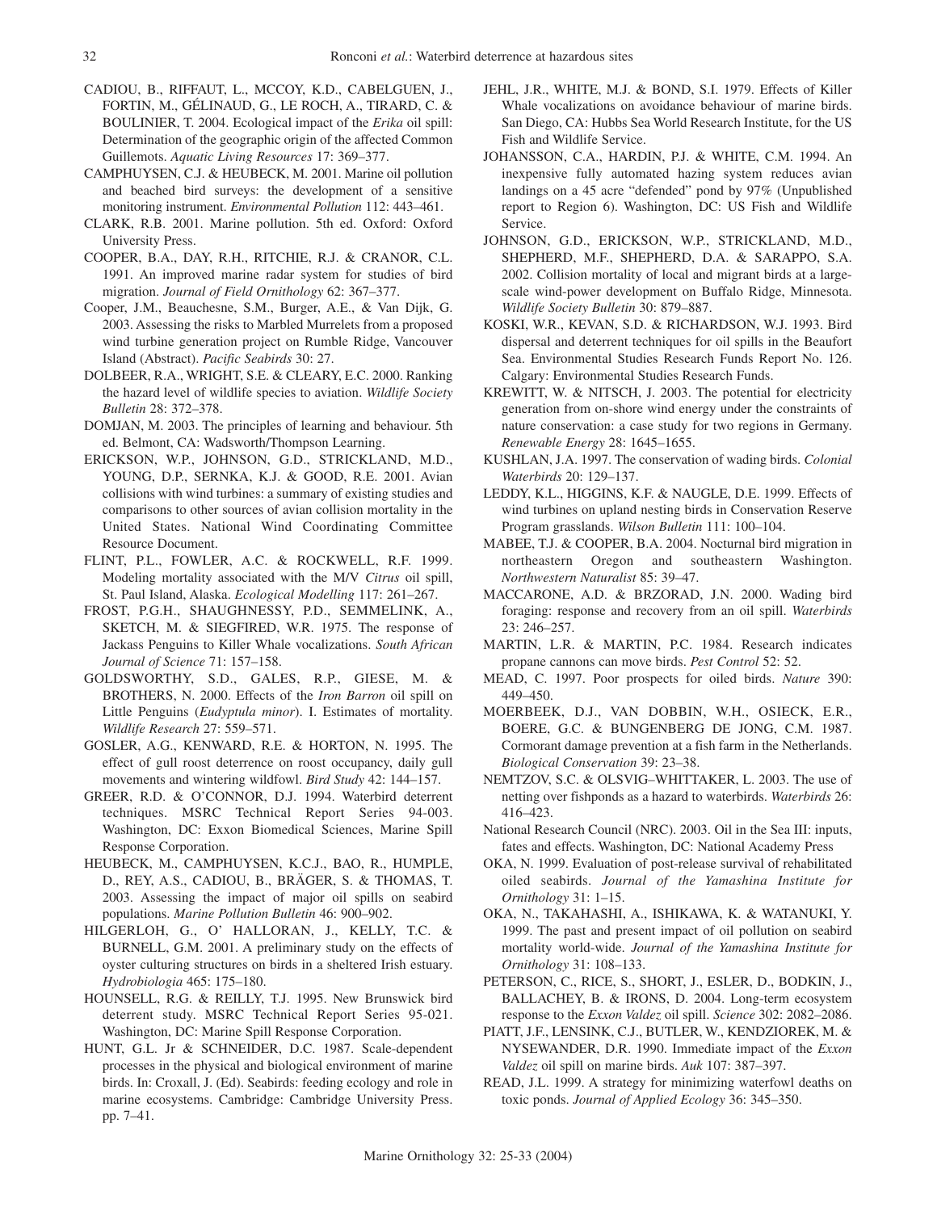CADIOU, B., RIFFAUT, L., MCCOY, K.D., CABELGUEN, J., FORTIN, M., GÉLINAUD, G., LE ROCH, A., TIRARD, C. & BOULINIER, T. 2004. Ecological impact of the *Erika* oil spill: Determination of the geographic origin of the affected Common Guillemots. *Aquatic Living Resources* 17: 369–377.

CAMPHUYSEN, C.J. & HEUBECK, M. 2001. Marine oil pollution and beached bird surveys: the development of a sensitive monitoring instrument. *Environmental Pollution* 112: 443–461.

CLARK, R.B. 2001. Marine pollution. 5th ed. Oxford: Oxford University Press.

COOPER, B.A., DAY, R.H., RITCHIE, R.J. & CRANOR, C.L. 1991. An improved marine radar system for studies of bird migration. *Journal of Field Ornithology* 62: 367–377.

Cooper, J.M., Beauchesne, S.M., Burger, A.E., & Van Dijk, G. 2003. Assessing the risks to Marbled Murrelets from a proposed wind turbine generation project on Rumble Ridge, Vancouver Island (Abstract). *Pacific Seabirds* 30: 27.

DOLBEER, R.A., WRIGHT, S.E. & CLEARY, E.C. 2000. Ranking the hazard level of wildlife species to aviation. *Wildlife Society Bulletin* 28: 372–378.

DOMJAN, M. 2003. The principles of learning and behaviour. 5th ed. Belmont, CA: Wadsworth/Thompson Learning.

ERICKSON, W.P., JOHNSON, G.D., STRICKLAND, M.D., YOUNG, D.P., SERNKA, K.J. & GOOD, R.E. 2001. Avian collisions with wind turbines: a summary of existing studies and comparisons to other sources of avian collision mortality in the United States. National Wind Coordinating Committee Resource Document.

FLINT, P.L., FOWLER, A.C. & ROCKWELL, R.F. 1999. Modeling mortality associated with the M/V *Citrus* oil spill, St. Paul Island, Alaska. *Ecological Modelling* 117: 261–267.

FROST, P.G.H., SHAUGHNESSY, P.D., SEMMELINK, A., SKETCH, M. & SIEGFIRED, W.R. 1975. The response of Jackass Penguins to Killer Whale vocalizations. *South African Journal of Science* 71: 157–158.

GOLDSWORTHY, S.D., GALES, R.P., GIESE, M. & BROTHERS, N. 2000. Effects of the *Iron Barron* oil spill on Little Penguins (*Eudyptula minor*). I. Estimates of mortality. *Wildlife Research* 27: 559–571.

GOSLER, A.G., KENWARD, R.E. & HORTON, N. 1995. The effect of gull roost deterrence on roost occupancy, daily gull movements and wintering wildfowl. *Bird Study* 42: 144–157.

GREER, R.D. & O'CONNOR, D.J. 1994. Waterbird deterrent techniques. MSRC Technical Report Series 94-003. Washington, DC: Exxon Biomedical Sciences, Marine Spill Response Corporation.

HEUBECK, M., CAMPHUYSEN, K.C.J., BAO, R., HUMPLE, D., REY, A.S., CADIOU, B., BRÄGER, S. & THOMAS, T. 2003. Assessing the impact of major oil spills on seabird populations. *Marine Pollution Bulletin* 46: 900–902.

HILGERLOH, G., O' HALLORAN, J., KELLY, T.C. & BURNELL, G.M. 2001. A preliminary study on the effects of oyster culturing structures on birds in a sheltered Irish estuary. *Hydrobiologia* 465: 175–180.

HOUNSELL, R.G. & REILLY, T.J. 1995. New Brunswick bird deterrent study. MSRC Technical Report Series 95-021. Washington, DC: Marine Spill Response Corporation.

HUNT, G.L. Jr & SCHNEIDER, D.C. 1987. Scale-dependent processes in the physical and biological environment of marine birds. In: Croxall, J. (Ed). Seabirds: feeding ecology and role in marine ecosystems. Cambridge: Cambridge University Press. pp. 7–41.

JEHL, J.R., WHITE, M.J. & BOND, S.I. 1979. Effects of Killer Whale vocalizations on avoidance behaviour of marine birds. San Diego, CA: Hubbs Sea World Research Institute, for the US Fish and Wildlife Service.

JOHANSSON, C.A., HARDIN, P.J. & WHITE, C.M. 1994. An inexpensive fully automated hazing system reduces avian landings on a 45 acre "defended" pond by 97% (Unpublished report to Region 6). Washington, DC: US Fish and Wildlife Service.

JOHNSON, G.D., ERICKSON, W.P., STRICKLAND, M.D., SHEPHERD, M.F., SHEPHERD, D.A. & SARAPPO, S.A. 2002. Collision mortality of local and migrant birds at a large-scale wind-power development on Buffalo Ridge, Minnesota. *Wildlife Society Bulletin* 30: 879–887.

KOSKI, W.R., KEVAN, S.D. & RICHARDSON, W.J. 1993. Bird dispersal and deterrent techniques for oil spills in the Beaufort Sea. Environmental Studies Research Funds Report No. 126. Calgary: Environmental Studies Research Funds.

KREWITT, W. & NITSCH, J. 2003. The potential for electricity generation from on-shore wind energy under the constraints of nature conservation: a case study for two regions in Germany. *Renewable Energy* 28: 1645–1655.

KUSHLAN, J.A. 1997. The conservation of wading birds. *Colonial Waterbirds* 20: 129–137.

LEDDY, K.L., HIGGINS, K.F. & NAUGLE, D.E. 1999. Effects of wind turbines on upland nesting birds in Conservation Reserve Program grasslands. *Wilson Bulletin* 111: 100–104.

MABEE, T.J. & COOPER, B.A. 2004. Nocturnal bird migration in northeastern Oregon and southeastern Washington. *Northwestern Naturalist* 85: 39–47.

MACCARONE, A.D. & BRZORAD, J.N. 2000. Wading bird foraging: response and recovery from an oil spill. *Waterbirds* 23: 246–257.

MARTIN, L.R. & MARTIN, P.C. 1984. Research indicates propane cannons can move birds. *Pest Control* 52: 52.

MEAD, C. 1997. Poor prospects for oiled birds. *Nature* 390: 449–450.

MOERBEEK, D.J., VAN DOBBIN, W.H., OSIECK, E.R., BOERE, G.C. & BUNGENBERG DE JONG, C.M. 1987. Cormorant damage prevention at a fish farm in the Netherlands. *Biological Conservation* 39: 23–38.

NEMTZOV, S.C. & OLSVIG–WHITTAKER, L. 2003. The use of netting over fishponds as a hazard to waterbirds. *Waterbirds* 26: 416–423.

National Research Council (NRC). 2003. Oil in the Sea III: inputs, fates and effects. Washington, DC: National Academy Press

OKA, N. 1999. Evaluation of post-release survival of rehabilitated oiled seabirds. *Journal of the Yamashina Institute for Ornithology* 31: 1–15.

OKA, N., TAKAHASHI, A., ISHIKAWA, K. & WATANUKI, Y. 1999. The past and present impact of oil pollution on seabird mortality world-wide. *Journal of the Yamashina Institute for Ornithology* 31: 108–133.

PETERSON, C., RICE, S., SHORT, J., ESLER, D., BODKIN, J., BALLACHEY, B. & IRONS, D. 2004. Long-term ecosystem response to the *Exxon Valdez* oil spill. *Science* 302: 2082–2086.

PIATT, J.F., LENSINK, C.J., BUTLER, W., KENDZIOREK, M. & NYSEWANDER, D.R. 1990. Immediate impact of the *Exxon Valdez* oil spill on marine birds. *Auk* 107: 387–397.

READ, J.L. 1999. A strategy for minimizing waterfowl deaths on toxic ponds. *Journal of Applied Ecology* 36: 345–350.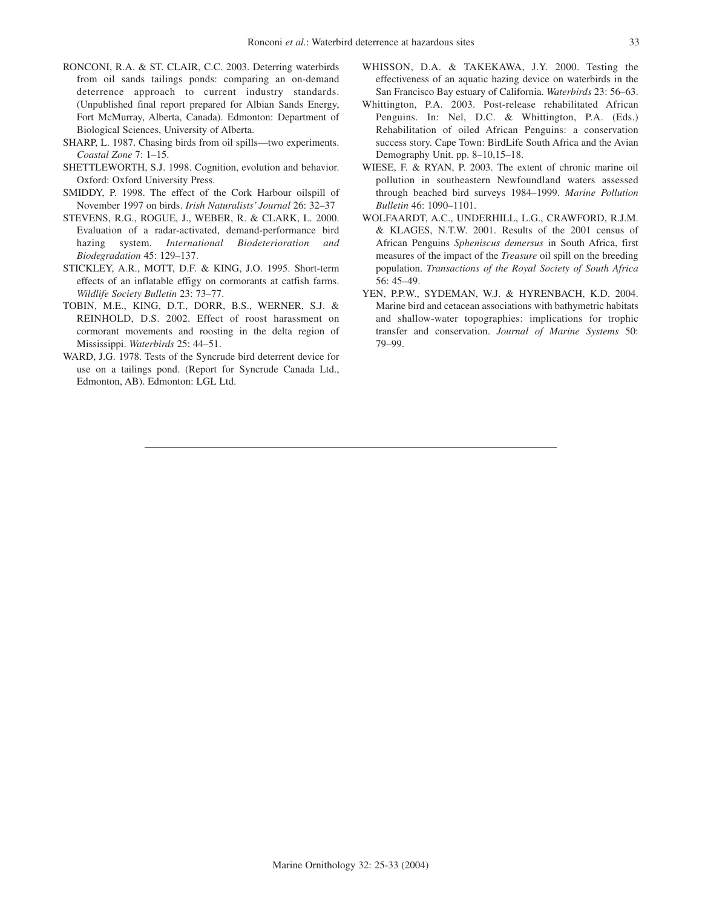RONCONI, R.A. & ST. CLAIR, C.C. 2003. Deterring waterbirds from oil sands tailings ponds: comparing an on-demand deterrence approach to current industry standards. (Unpublished final report prepared for Albian Sands Energy, Fort McMurray, Alberta, Canada). Edmonton: Department of Biological Sciences, University of Alberta.

SHARP, L. 1987. Chasing birds from oil spills—two experiments. *Coastal Zone* 7: 1–15.

SHETTLEWORTH, S.J. 1998. Cognition, evolution and behavior. Oxford: Oxford University Press.

SMIDDY, P. 1998. The effect of the Cork Harbour oilspill of November 1997 on birds. *Irish Naturalists' Journal* 26: 32–37

STEVENS, R.G., ROGUE, J., WEBER, R. & CLARK, L. 2000. Evaluation of a radar-activated, demand-performance bird hazing system. *International Biodeterioration and Biodegradation* 45: 129–137.

STICKLEY, A.R., MOTT, D.F. & KING, J.O. 1995. Short-term effects of an inflatable effigy on cormorants at catfish farms. *Wildlife Society Bulletin* 23: 73–77.

TOBIN, M.E., KING, D.T., DORR, B.S., WERNER, S.J. & REINHOLD, D.S. 2002. Effect of roost harassment on cormorant movements and roosting in the delta region of Mississippi. *Waterbirds* 25: 44–51.

WARD, J.G. 1978. Tests of the Syncrude bird deterrent device for use on a tailings pond. (Report for Syncrude Canada Ltd., Edmonton, AB). Edmonton: LGL Ltd.

WHISSON, D.A. & TAKEKAWA, J.Y. 2000. Testing the effectiveness of an aquatic hazing device on waterbirds in the San Francisco Bay estuary of California. *Waterbirds* 23: 56–63.

Whittington, P.A. 2003. Post-release rehabilitated African Penguins. In: Nel, D.C. & Whittington, P.A. (Eds.) Rehabilitation of oiled African Penguins: a conservation success story. Cape Town: BirdLife South Africa and the Avian Demography Unit. pp. 8–10,15–18.

WIESE, F. & RYAN, P. 2003. The extent of chronic marine oil pollution in southeastern Newfoundland waters assessed through beached bird surveys 1984–1999. *Marine Pollution Bulletin* 46: 1090–1101.

WOLFAARDT, A.C., UNDERHILL, L.G., CRAWFORD, R.J.M. & KLAGES, N.T.W. 2001. Results of the 2001 census of African Penguins *Spheniscus demersus* in South Africa, first measures of the impact of the *Treasure* oil spill on the breeding population. *Transactions of the Royal Society of South Africa* 56: 45–49.

YEN, P.P.W., SYDEMAN, W.J. & HYRENBACH, K.D. 2004. Marine bird and cetacean associations with bathymetric habitats and shallow-water topographies: implications for trophic transfer and conservation. *Journal of Marine Systems* 50: 79–99.